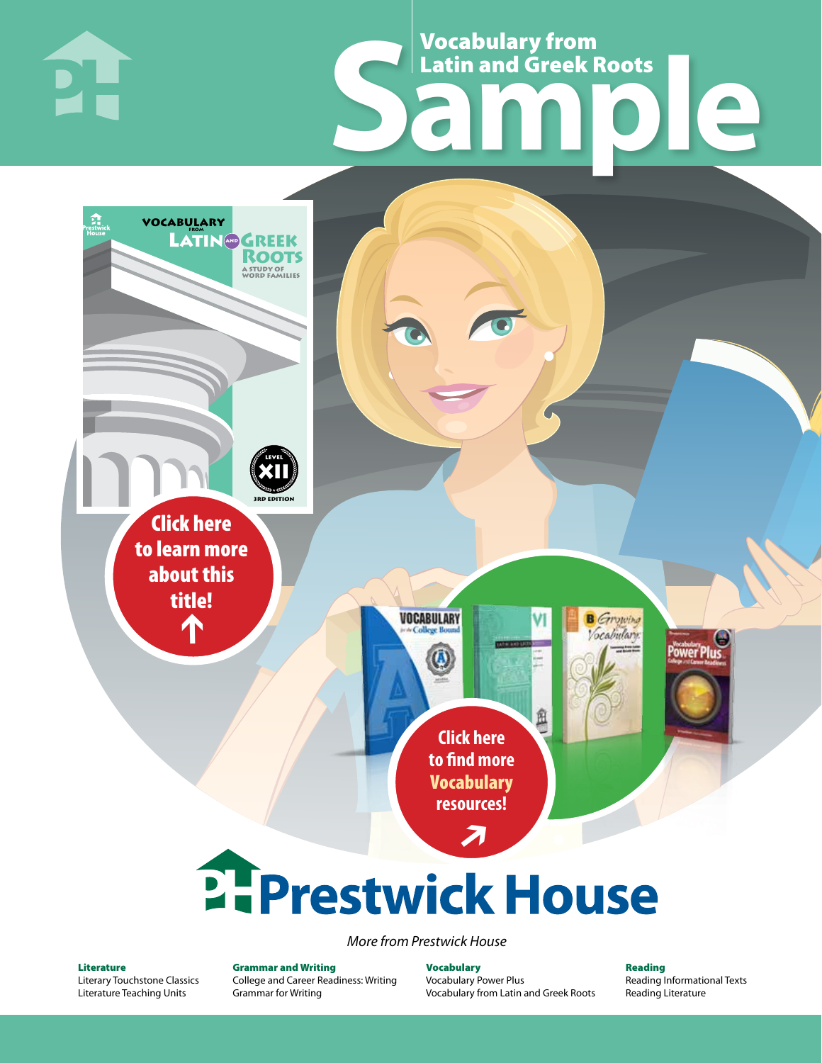# Vocabulary from Latin and Greek Roots

# Sample

Click here to learn more about this title!

Click here to find more **Vocabulary** resources!

## Prestwick House

*More from Prestwick House*

**Literature**
Literary Touchstone Classics
Literature Teaching Units

**Grammar and Writing**
College and Career Readiness: Writing
Grammar for Writing

**Vocabulary**
Vocabulary Power Plus
Vocabulary from Latin and Greek Roots

**Reading**
Reading Informational Texts
Reading Literature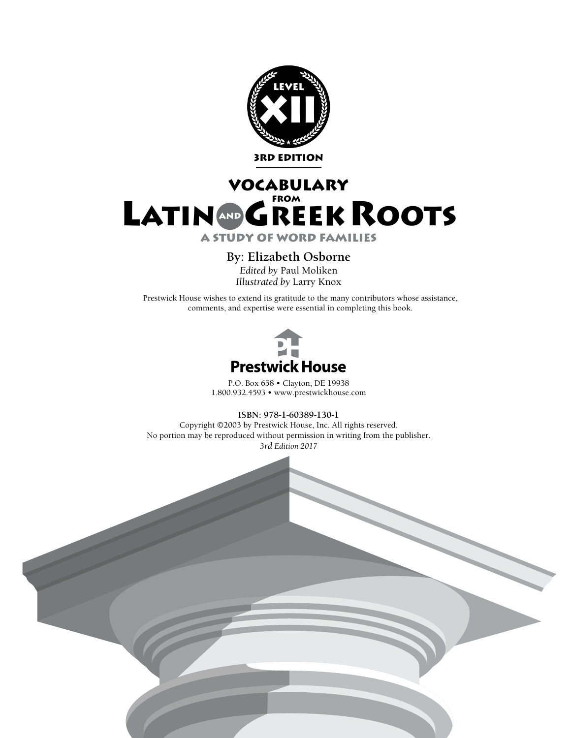LEVEL XII

3RD EDITION

# VOCABULARY FROM LATIN AND GREEK ROOTS

## A STUDY OF WORD FAMILIES

**By: Elizabeth Osborne**

*Edited by* Paul Moliken

*Illustrated by* Larry Knox

Prestwick House wishes to extend its gratitude to the many contributors whose assistance, comments, and expertise were essential in completing this book.

**Prestwick House**

P.O. Box 658 • Clayton, DE 19938

1.800.932.4593 • www.prestwickhouse.com

**ISBN: 978-1-60389-130-1**

Copyright ©2003 by Prestwick House, Inc. All rights reserved.

No portion may be reproduced without permission in writing from the publisher.

*3rd Edition 2017*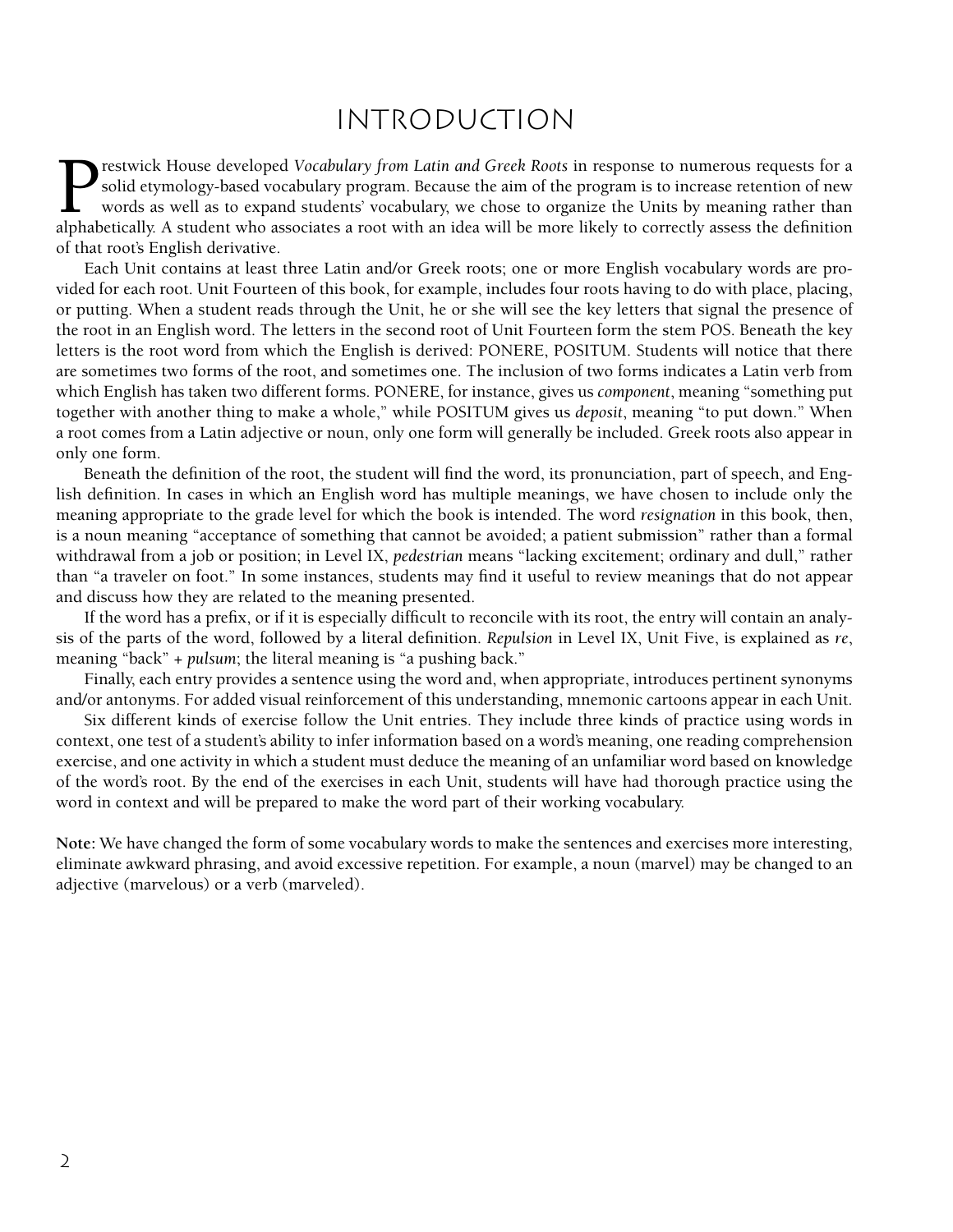# INTRODUCTION

Prestwick House developed *Vocabulary from Latin and Greek Roots* in response to numerous requests for a solid etymology-based vocabulary program. Because the aim of the program is to increase retention of new words as well as to expand students' vocabulary, we chose to organize the Units by meaning rather than alphabetically. A student who associates a root with an idea will be more likely to correctly assess the definition of that root's English derivative.

Each Unit contains at least three Latin and/or Greek roots; one or more English vocabulary words are provided for each root. Unit Fourteen of this book, for example, includes four roots having to do with place, placing, or putting. When a student reads through the Unit, he or she will see the key letters that signal the presence of the root in an English word. The letters in the second root of Unit Fourteen form the stem POS. Beneath the key letters is the root word from which the English is derived: PONERE, POSITUM. Students will notice that there are sometimes two forms of the root, and sometimes one. The inclusion of two forms indicates a Latin verb from which English has taken two different forms. PONERE, for instance, gives us *component*, meaning "something put together with another thing to make a whole," while POSITUM gives us *deposit*, meaning "to put down." When a root comes from a Latin adjective or noun, only one form will generally be included. Greek roots also appear in only one form.

Beneath the definition of the root, the student will find the word, its pronunciation, part of speech, and English definition. In cases in which an English word has multiple meanings, we have chosen to include only the meaning appropriate to the grade level for which the book is intended. The word *resignation* in this book, then, is a noun meaning "acceptance of something that cannot be avoided; a patient submission" rather than a formal withdrawal from a job or position; in Level IX, *pedestrian* means "lacking excitement; ordinary and dull," rather than "a traveler on foot." In some instances, students may find it useful to review meanings that do not appear and discuss how they are related to the meaning presented.

If the word has a prefix, or if it is especially difficult to reconcile with its root, the entry will contain an analysis of the parts of the word, followed by a literal definition. *Repulsion* in Level IX, Unit Five, is explained as *re*, meaning "back" + *pulsum*; the literal meaning is "a pushing back."

Finally, each entry provides a sentence using the word and, when appropriate, introduces pertinent synonyms and/or antonyms. For added visual reinforcement of this understanding, mnemonic cartoons appear in each Unit.

Six different kinds of exercise follow the Unit entries. They include three kinds of practice using words in context, one test of a student's ability to infer information based on a word's meaning, one reading comprehension exercise, and one activity in which a student must deduce the meaning of an unfamiliar word based on knowledge of the word's root. By the end of the exercises in each Unit, students will have had thorough practice using the word in context and will be prepared to make the word part of their working vocabulary.

**Note:** We have changed the form of some vocabulary words to make the sentences and exercises more interesting, eliminate awkward phrasing, and avoid excessive repetition. For example, a noun (marvel) may be changed to an adjective (marvelous) or a verb (marveled).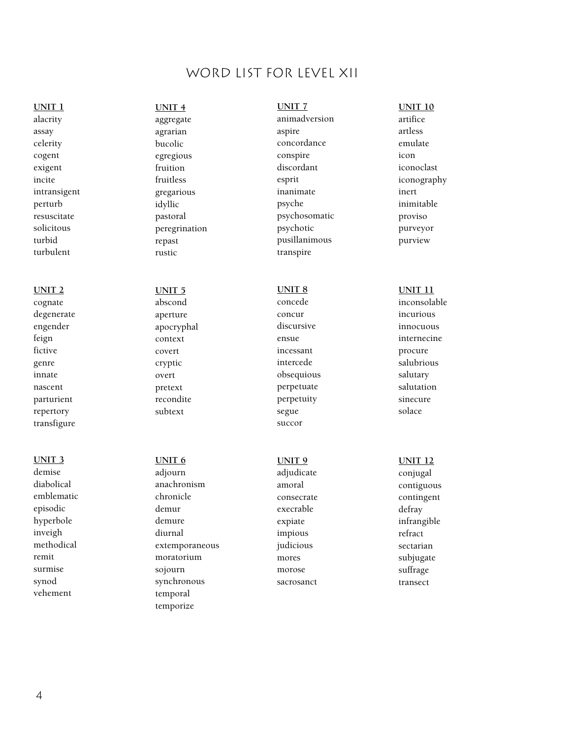# WORD LIST FOR LEVEL XII

**UNIT 1**
alacrity
assay
celerity
cogent
exigent
incite
intransigent
perturb
resuscitate
solicitous
turbid
turbulent

**UNIT 2**
cognate
degenerate
engender
feign
fictive
genre
innate
nascent
parturient
repertory
transfigure

**UNIT 3**
demise
diabolical
emblematic
episodic
hyperbole
inveigh
methodical
remit
surmise
synod
vehement

**UNIT 4**
aggregate
agrarian
bucolic
egregious
fruition
fruitless
gregarious
idyllic
pastoral
peregrination
repast
rustic

**UNIT 5**
abscond
aperture
apocryphal
context
covert
cryptic
overt
pretext
recondite
subtext

**UNIT 6**
adjourn
anachronism
chronicle
demur
demure
diurnal
extemporaneous
moratorium
sojourn
synchronous
temporal
temporize

**UNIT 7**
animadversion
aspire
concordance
conspire
discordant
esprit
inanimate
psyche
psychosomatic
psychotic
pusillanimous
transpire

**UNIT 8**
concede
concur
discursive
ensue
incessant
intercede
obsequious
perpetuate
perpetuity
segue
succor

**UNIT 9**
adjudicate
amoral
consecrate
execrable
expiate
impious
judicious
mores
morose
sacrosanct

**UNIT 10**
artifice
artless
emulate
icon
iconoclast
iconography
inert
inimitable
proviso
purveyor
purview

**UNIT 11**
inconsolable
incurious
innocuous
internecine
procure
salubrious
salutary
salutation
sinecure
solace

**UNIT 12**
conjugal
contiguous
contingent
defray
infrangible
refract
sectarian
subjugate
suffrage
transect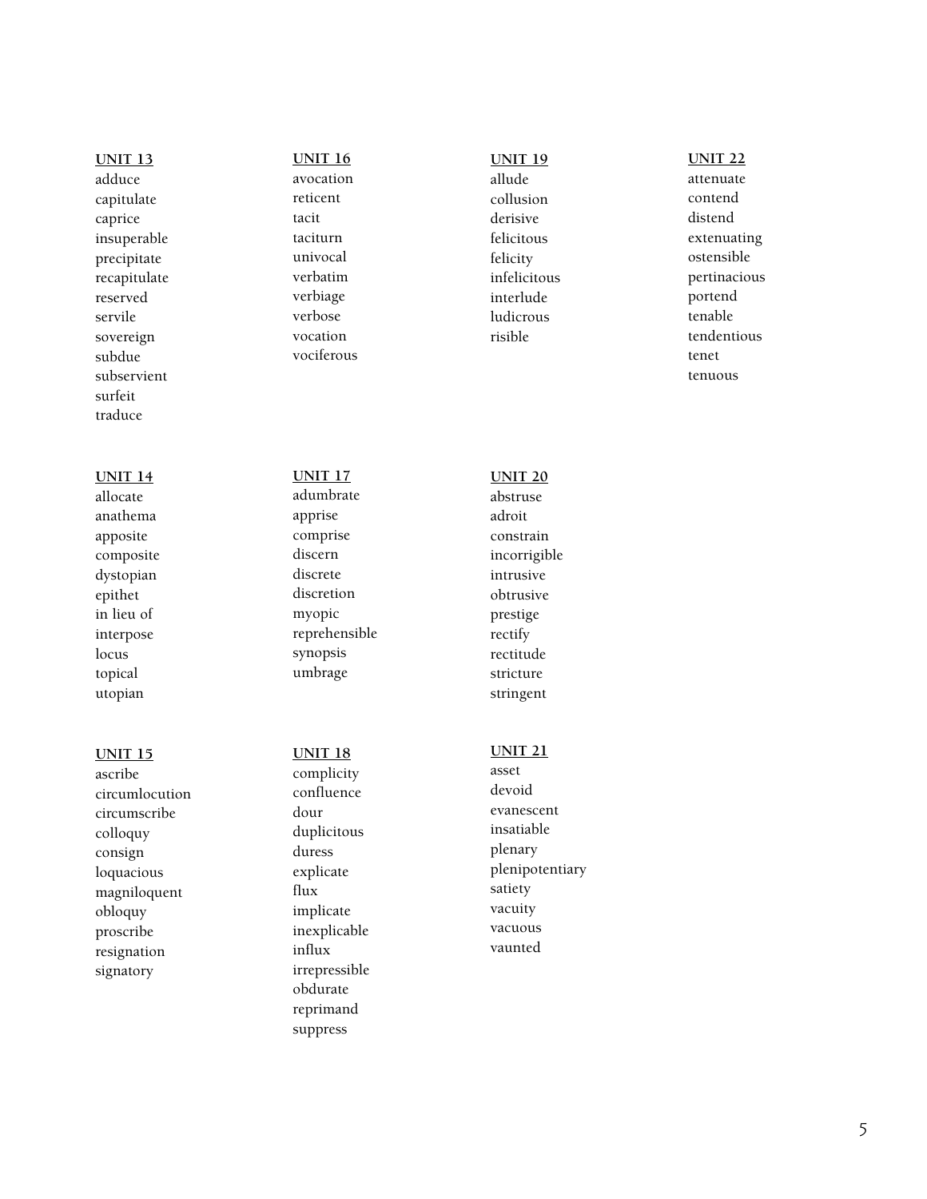**UNIT 13**

adduce
capitulate
caprice
insuperable
precipitate
recapitulate
reserved
servile
sovereign
subdue
subservient
surfeit
traduce

**UNIT 14**

allocate
anathema
apposite
composite
dystopian
epithet
in lieu of
interpose
locus
topical
utopian

**UNIT 15**

ascribe
circumlocution
circumscribe
colloquy
consign
loquacious
magniloquent
obloquy
proscribe
resignation
signatory

**UNIT 16**

avocation
reticent
tacit
taciturn
univocal
verbatim
verbiage
verbose
vocation
vociferous

**UNIT 17**

adumbrate
apprise
comprise
discern
discrete
discretion
myopic
reprehensible
synopsis
umbrage

**UNIT 18**

complicity
confluence
dour
duplicitous
duress
explicate
flux
implicate
inexplicable
influx
irrepressible
obdurate
reprimand
suppress

**UNIT 19**

allude
collusion
derisive
felicitous
felicity
infelicitous
interlude
ludicrous
risible

**UNIT 20**

abstruse
adroit
constrain
incorrigible
intrusive
obtrusive
prestige
rectify
rectitude
stricture
stringent

**UNIT 21**

asset
devoid
evanescent
insatiable
plenary
plenipotentiary
satiety
vacuity
vacuous
vaunted

**UNIT 22**

attenuate
contend
distend
extenuating
ostensible
pertinacious
portend
tenable
tendentious
tenet
tenuous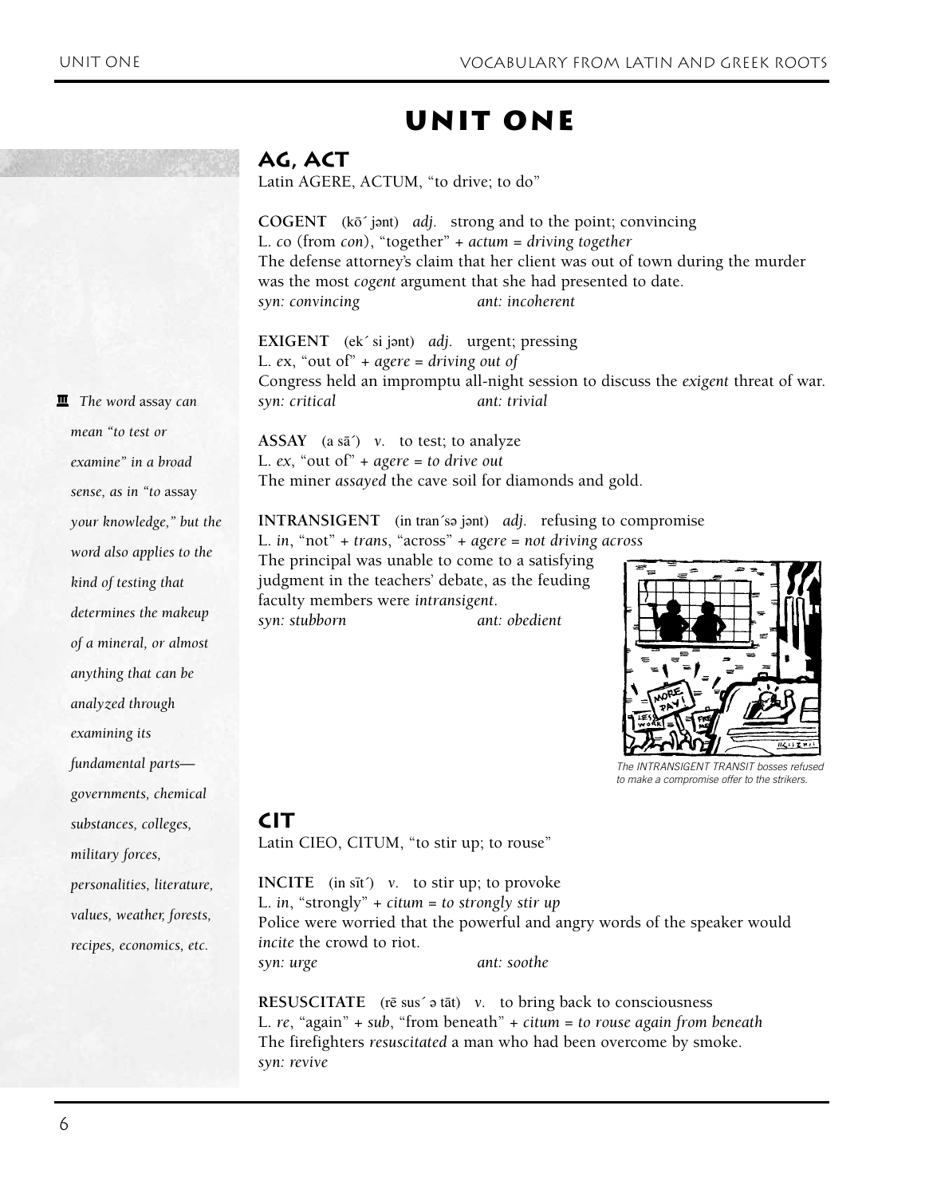# UNIT ONE

## AG, ACT

Latin AGERE, ACTUM, "to drive; to do"

**COGENT** (kō´ jənt) *adj.* strong and to the point; convincing
L. *co* (from *con*), "together" + *actum = driving together*
The defense attorney's claim that her client was out of town during the murder was the most *cogent* argument that she had presented to date.
*syn: convincing* *ant: incoherent*

**EXIGENT** (ek´ si jənt) *adj.* urgent; pressing
L. *ex*, "out of" + *agere = driving out of*
Congress held an impromptu all-night session to discuss the *exigent* threat of war.
*syn: critical* *ant: trivial*

*The word* assay *can mean "to test or examine" in a broad sense, as in "to* assay *your knowledge," but the word also applies to the kind of testing that determines the makeup of a mineral, or almost anything that can be analyzed through examining its fundamental parts—governments, chemical substances, colleges, military forces, personalities, literature, values, weather, forests, recipes, economics, etc.*

**ASSAY** (a sā´) *v.* to test; to analyze
L. *ex*, "out of" + *agere = to drive out*
The miner *assayed* the cave soil for diamonds and gold.

**INTRANSIGENT** (in tran´sə jənt) *adj.* refusing to compromise
L. *in*, "not" + *trans*, "across" + *agere = not driving across*
The principal was unable to come to a satisfying judgment in the teachers' debate, as the feuding faculty members were *intransigent*.
*syn: stubborn* *ant: obedient*

*The INTRANSIGENT TRANSIT bosses refused to make a compromise offer to the strikers.*

## CIT

Latin CIEO, CITUM, "to stir up; to rouse"

**INCITE** (in sīt´) *v.* to stir up; to provoke
L. *in*, "strongly" + *citum = to strongly stir up*
Police were worried that the powerful and angry words of the speaker would *incite* the crowd to riot.
*syn: urge* *ant: soothe*

**RESUSCITATE** (rē sus´ ə tāt) *v.* to bring back to consciousness
L. *re*, "again" + *sub*, "from beneath" + *citum = to rouse again from beneath*
The firefighters *resuscitated* a man who had been overcome by smoke.
*syn: revive*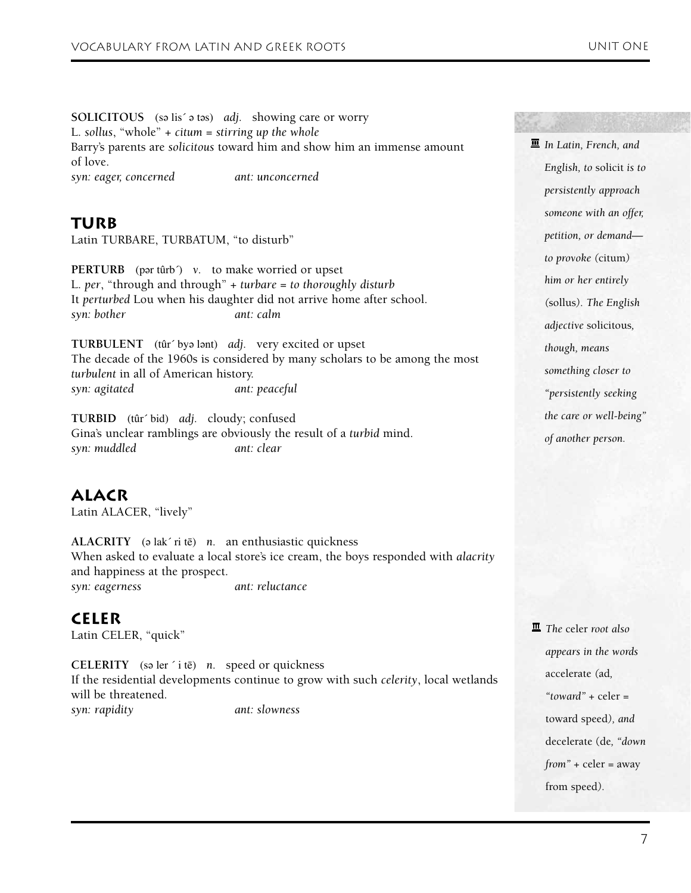**SOLICITOUS** (sə lis´ ə təs) *adj.* showing care or worry
L. *sollus*, "whole" + *citum* = *stirring up the whole*
Barry's parents are *solicitous* toward him and show him an immense amount of love.
*syn: eager, concerned* *ant: unconcerned*

> *In Latin, French, and English, to* solicit *is to persistently approach someone with an offer, petition, or demand—to provoke (*citum*) him or her entirely (*sollus*). The English adjective* solicitous*, though, means something closer to "persistently seeking the care or well-being" of another person.*

## TURB

Latin TURBARE, TURBATUM, "to disturb"

**PERTURB** (pər tûrb´) *v.* to make worried or upset
L. *per*, "through and through" + *turbare* = *to thoroughly disturb*
It *perturbed* Lou when his daughter did not arrive home after school.
*syn: bother* *ant: calm*

**TURBULENT** (tûr´ byə lənt) *adj.* very excited or upset
The decade of the 1960s is considered by many scholars to be among the most *turbulent* in all of American history.
*syn: agitated* *ant: peaceful*

**TURBID** (tûr´ bid) *adj.* cloudy; confused
Gina's unclear ramblings are obviously the result of a *turbid* mind.
*syn: muddled* *ant: clear*

## ALACR

Latin ALACER, "lively"

**ALACRITY** (ə lak´ ri tē) *n.* an enthusiastic quickness
When asked to evaluate a local store's ice cream, the boys responded with *alacrity* and happiness at the prospect.
*syn: eagerness* *ant: reluctance*

## CELER

Latin CELER, "quick"

**CELERITY** (sə ler ´ i tē) *n.* speed or quickness
If the residential developments continue to grow with such *celerity*, local wetlands will be threatened.
*syn: rapidity* *ant: slowness*

> *The* celer *root also appears in the words* accelerate *(*ad*, "toward" +* celer *=* toward speed*), and* decelerate *(*de*, "down from" +* celer *=* away from speed*).*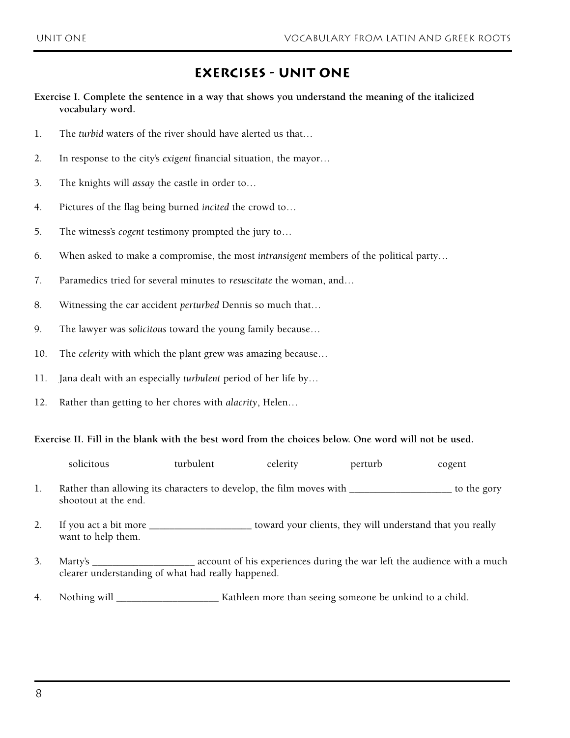# Exercises - Unit One

**Exercise I. Complete the sentence in a way that shows you understand the meaning of the italicized vocabulary word.**

1. The *turbid* waters of the river should have alerted us that…
2. In response to the city's *exigent* financial situation, the mayor…
3. The knights will *assay* the castle in order to…
4. Pictures of the flag being burned *incited* the crowd to…
5. The witness's *cogent* testimony prompted the jury to…
6. When asked to make a compromise, the most *intransigent* members of the political party…
7. Paramedics tried for several minutes to *resuscitate* the woman, and…
8. Witnessing the car accident *perturbed* Dennis so much that…
9. The lawyer was *solicitous* toward the young family because…
10. The *celerity* with which the plant grew was amazing because…
11. Jana dealt with an especially *turbulent* period of her life by…
12. Rather than getting to her chores with *alacrity*, Helen…

**Exercise II. Fill in the blank with the best word from the choices below. One word will not be used.**

solicitous turbulent celerity perturb cogent

1. Rather than allowing its characters to develop, the film moves with ____________________ to the gory shootout at the end.
2. If you act a bit more ____________________ toward your clients, they will understand that you really want to help them.
3. Marty's ____________________ account of his experiences during the war left the audience with a much clearer understanding of what had really happened.
4. Nothing will ____________________ Kathleen more than seeing someone be unkind to a child.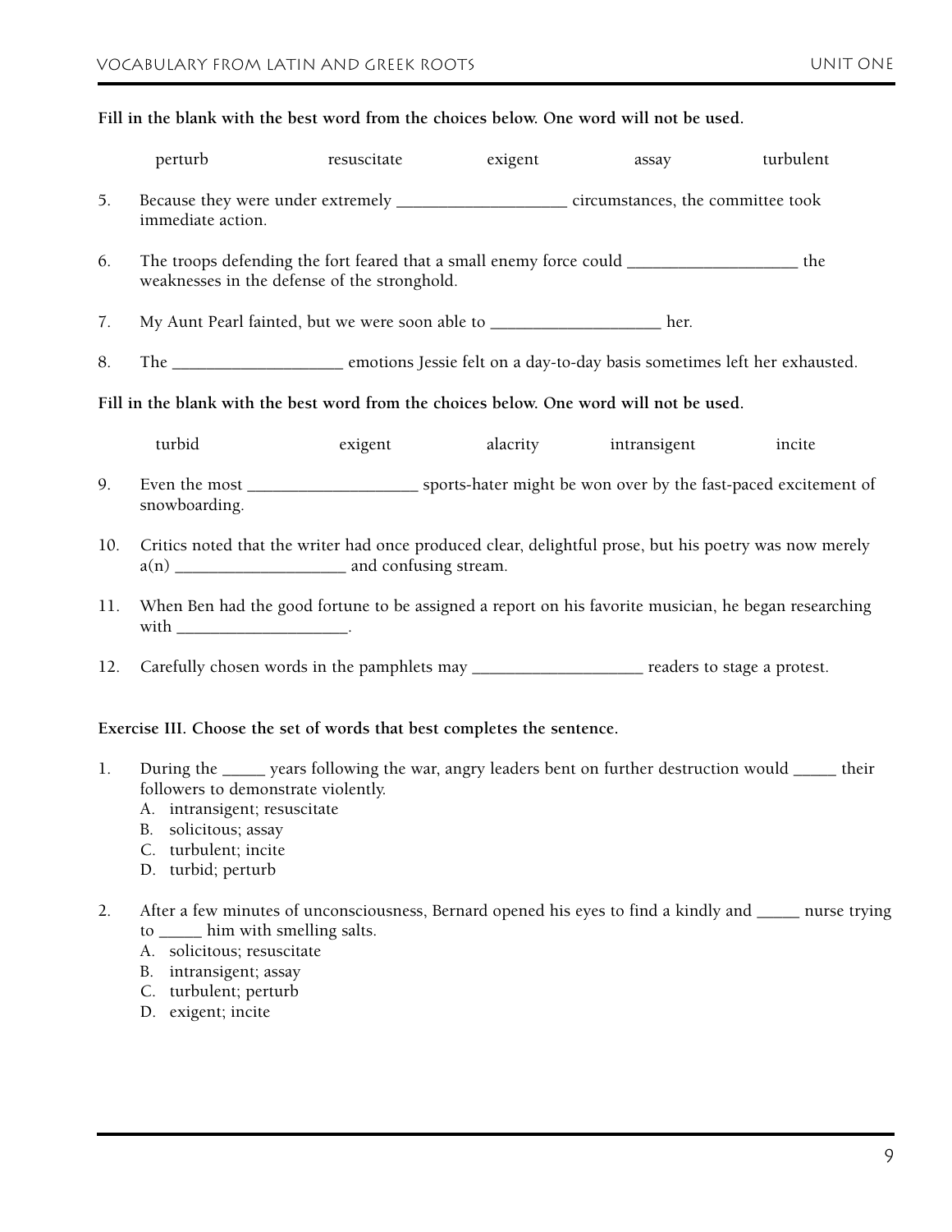**Fill in the blank with the best word from the choices below. One word will not be used.**

perturb    resuscitate    exigent    assay    turbulent

5. Because they were under extremely ____________________ circumstances, the committee took immediate action.

6. The troops defending the fort feared that a small enemy force could ____________________ the weaknesses in the defense of the stronghold.

7. My Aunt Pearl fainted, but we were soon able to ____________________ her.

8. The ____________________ emotions Jessie felt on a day-to-day basis sometimes left her exhausted.

**Fill in the blank with the best word from the choices below. One word will not be used.**

turbid    exigent    alacrity    intransigent    incite

9. Even the most ____________________ sports-hater might be won over by the fast-paced excitement of snowboarding.

10. Critics noted that the writer had once produced clear, delightful prose, but his poetry was now merely a(n) ____________________ and confusing stream.

11. When Ben had the good fortune to be assigned a report on his favorite musician, he began researching with ____________________.

12. Carefully chosen words in the pamphlets may ____________________ readers to stage a protest.

**Exercise III. Choose the set of words that best completes the sentence.**

1. During the _____ years following the war, angry leaders bent on further destruction would _____ their followers to demonstrate violently.
   A. intransigent; resuscitate
   B. solicitous; assay
   C. turbulent; incite
   D. turbid; perturb

2. After a few minutes of unconsciousness, Bernard opened his eyes to find a kindly and _____ nurse trying to _____ him with smelling salts.
   A. solicitous; resuscitate
   B. intransigent; assay
   C. turbulent; perturb
   D. exigent; incite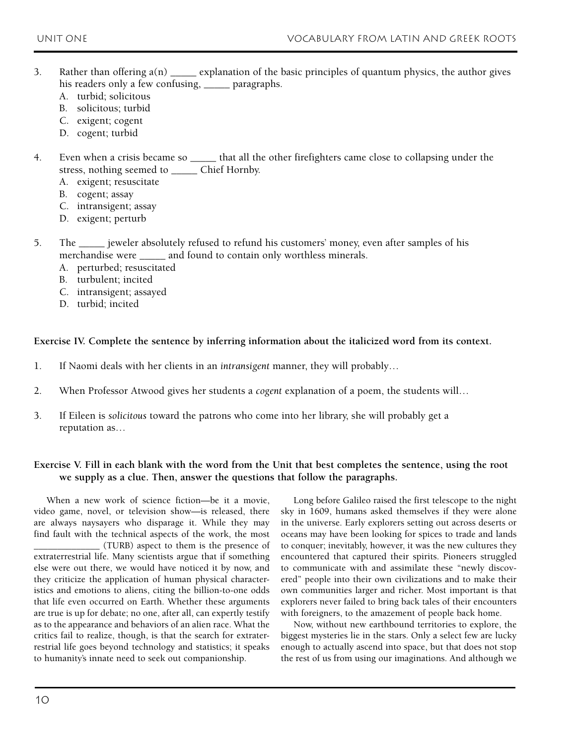3. Rather than offering a(n) _____ explanation of the basic principles of quantum physics, the author gives his readers only a few confusing, _____ paragraphs.
   A. turbid; solicitous
   B. solicitous; turbid
   C. exigent; cogent
   D. cogent; turbid

4. Even when a crisis became so _____ that all the other firefighters came close to collapsing under the stress, nothing seemed to _____ Chief Hornby.
   A. exigent; resuscitate
   B. cogent; assay
   C. intransigent; assay
   D. exigent; perturb

5. The _____ jeweler absolutely refused to refund his customers' money, even after samples of his merchandise were _____ and found to contain only worthless minerals.
   A. perturbed; resuscitated
   B. turbulent; incited
   C. intransigent; assayed
   D. turbid; incited

**Exercise IV. Complete the sentence by inferring information about the italicized word from its context.**

1. If Naomi deals with her clients in an *intransigent* manner, they will probably…

2. When Professor Atwood gives her students a *cogent* explanation of a poem, the students will…

3. If Eileen is *solicitous* toward the patrons who come into her library, she will probably get a reputation as…

**Exercise V. Fill in each blank with the word from the Unit that best completes the sentence, using the root we supply as a clue. Then, answer the questions that follow the paragraphs.**

When a new work of science fiction—be it a movie, video game, novel, or television show—is released, there are always naysayers who disparage it. While they may find fault with the technical aspects of the work, the most _____________ (TURB) aspect to them is the presence of extraterrestrial life. Many scientists argue that if something else were out there, we would have noticed it by now, and they criticize the application of human physical characteristics and emotions to aliens, citing the billion-to-one odds that life even occurred on Earth. Whether these arguments are true is up for debate; no one, after all, can expertly testify as to the appearance and behaviors of an alien race. What the critics fail to realize, though, is that the search for extraterrestrial life goes beyond technology and statistics; it speaks to humanity's innate need to seek out companionship.

Long before Galileo raised the first telescope to the night sky in 1609, humans asked themselves if they were alone in the universe. Early explorers setting out across deserts or oceans may have been looking for spices to trade and lands to conquer; inevitably, however, it was the new cultures they encountered that captured their spirits. Pioneers struggled to communicate with and assimilate these "newly discovered" people into their own civilizations and to make their own communities larger and richer. Most important is that explorers never failed to bring back tales of their encounters with foreigners, to the amazement of people back home.

Now, without new earthbound territories to explore, the biggest mysteries lie in the stars. Only a select few are lucky enough to actually ascend into space, but that does not stop the rest of us from using our imaginations. And although we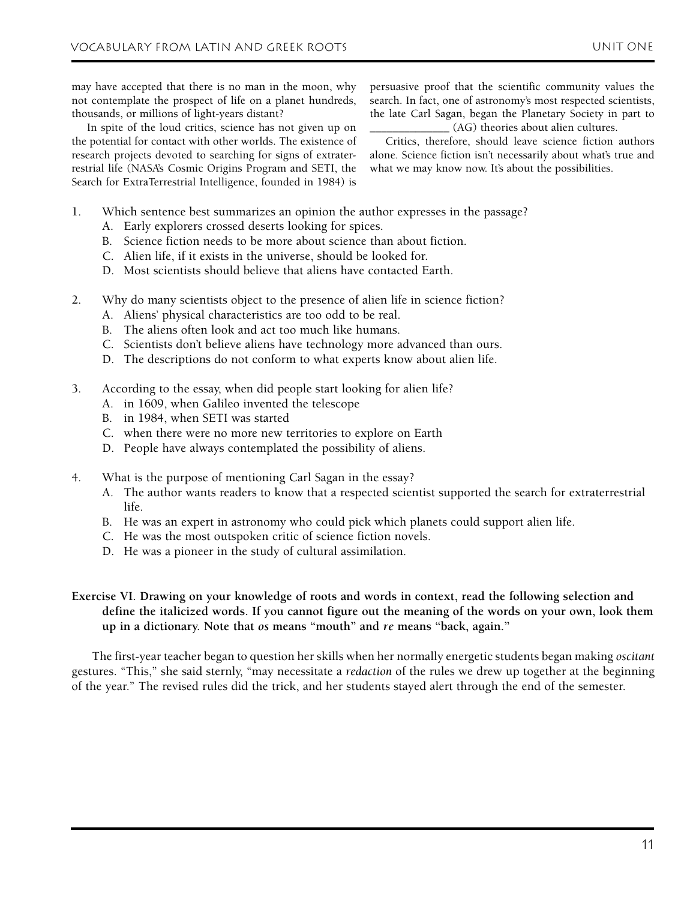may have accepted that there is no man in the moon, why not contemplate the prospect of life on a planet hundreds, thousands, or millions of light-years distant?

In spite of the loud critics, science has not given up on the potential for contact with other worlds. The existence of research projects devoted to searching for signs of extraterrestrial life (NASA's Cosmic Origins Program and SETI, the Search for ExtraTerrestrial Intelligence, founded in 1984) is persuasive proof that the scientific community values the search. In fact, one of astronomy's most respected scientists, the late Carl Sagan, began the Planetary Society in part to _____________ (AG) theories about alien cultures.

Critics, therefore, should leave science fiction authors alone. Science fiction isn't necessarily about what's true and what we may know now. It's about the possibilities.

1. Which sentence best summarizes an opinion the author expresses in the passage?
   A. Early explorers crossed deserts looking for spices.
   B. Science fiction needs to be more about science than about fiction.
   C. Alien life, if it exists in the universe, should be looked for.
   D. Most scientists should believe that aliens have contacted Earth.

2. Why do many scientists object to the presence of alien life in science fiction?
   A. Aliens' physical characteristics are too odd to be real.
   B. The aliens often look and act too much like humans.
   C. Scientists don't believe aliens have technology more advanced than ours.
   D. The descriptions do not conform to what experts know about alien life.

3. According to the essay, when did people start looking for alien life?
   A. in 1609, when Galileo invented the telescope
   B. in 1984, when SETI was started
   C. when there were no more new territories to explore on Earth
   D. People have always contemplated the possibility of aliens.

4. What is the purpose of mentioning Carl Sagan in the essay?
   A. The author wants readers to know that a respected scientist supported the search for extraterrestrial life.
   B. He was an expert in astronomy who could pick which planets could support alien life.
   C. He was the most outspoken critic of science fiction novels.
   D. He was a pioneer in the study of cultural assimilation.

**Exercise VI. Drawing on your knowledge of roots and words in context, read the following selection and define the italicized words. If you cannot figure out the meaning of the words on your own, look them up in a dictionary. Note that *os* means "mouth" and *re* means "back, again."**

The first-year teacher began to question her skills when her normally energetic students began making *oscitant* gestures. "This," she said sternly, "may necessitate a *redaction* of the rules we drew up together at the beginning of the year." The revised rules did the trick, and her students stayed alert through the end of the semester.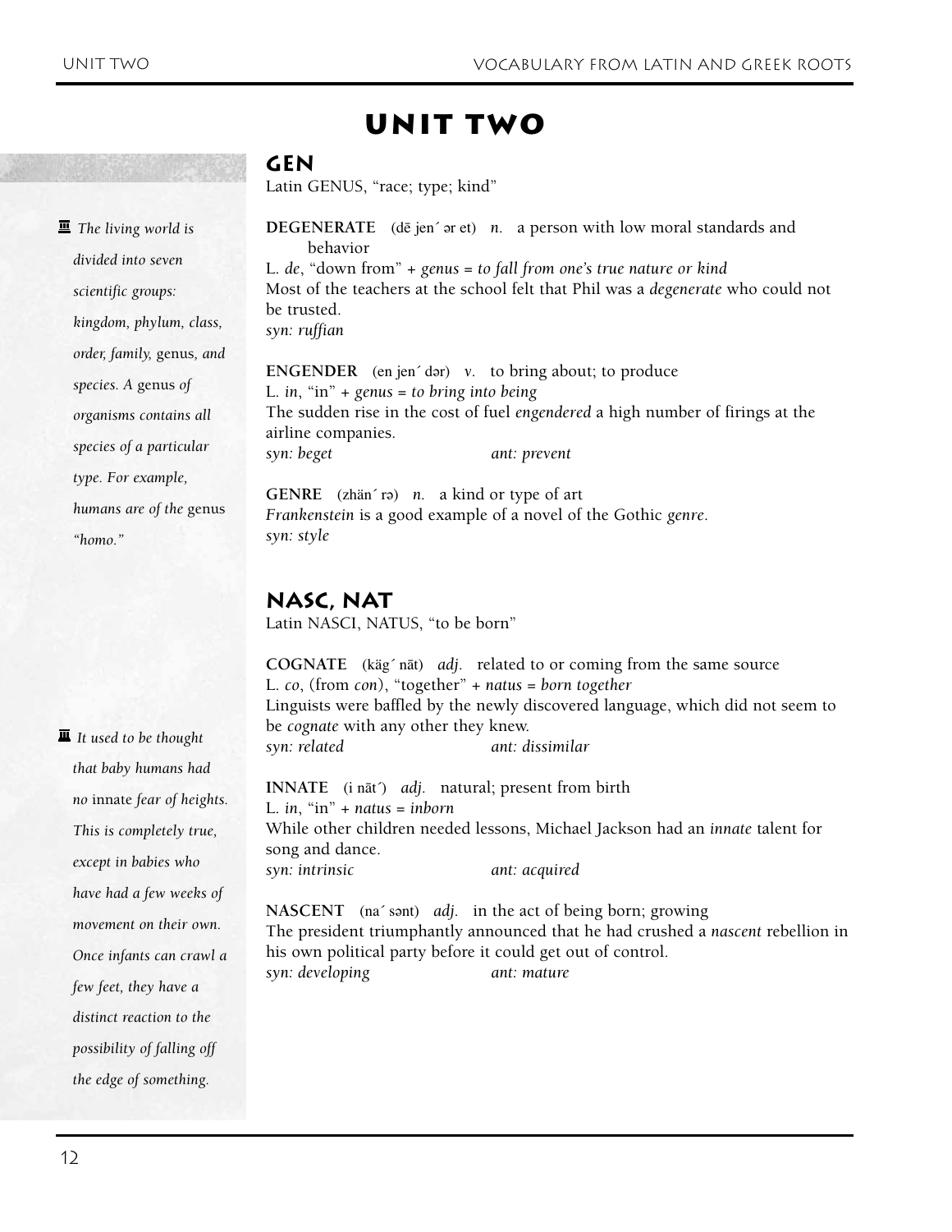# UNIT TWO

## GEN

Latin GENUS, "race; type; kind"

**DEGENERATE** (dē jen´ ər et) *n.* a person with low moral standards and behavior
L. *de*, "down from" + *genus* = *to fall from one's true nature or kind*
Most of the teachers at the school felt that Phil was a *degenerate* who could not be trusted.
*syn: ruffian*

**ENGENDER** (en jen´ dər) *v.* to bring about; to produce
L. *in*, "in" + *genus* = *to bring into being*
The sudden rise in the cost of fuel *engendered* a high number of firings at the airline companies.
*syn: beget* *ant: prevent*

**GENRE** (zhän´ rə) *n.* a kind or type of art
*Frankenstein* is a good example of a novel of the Gothic *genre*.
*syn: style*

*The living world is divided into seven scientific groups: kingdom, phylum, class, order, family,* genus*, and species. A* genus *of organisms contains all species of a particular type. For example, humans are of the* genus *"homo."*

## NASC, NAT

Latin NASCI, NATUS, "to be born"

**COGNATE** (käg´ nāt) *adj.* related to or coming from the same source
L. *co*, (from *con*), "together" + *natus* = *born together*
Linguists were baffled by the newly discovered language, which did not seem to be *cognate* with any other they knew.
*syn: related* *ant: dissimilar*

**INNATE** (i nāt´) *adj.* natural; present from birth
L. *in*, "in" + *natus* = *inborn*
While other children needed lessons, Michael Jackson had an *innate* talent for song and dance.
*syn: intrinsic* *ant: acquired*

**NASCENT** (na´ sənt) *adj.* in the act of being born; growing
The president triumphantly announced that he had crushed a *nascent* rebellion in his own political party before it could get out of control.
*syn: developing* *ant: mature*

*It used to be thought that baby humans had no* innate *fear of heights. This is completely true, except in babies who have had a few weeks of movement on their own. Once infants can crawl a few feet, they have a distinct reaction to the possibility of falling off the edge of something.*